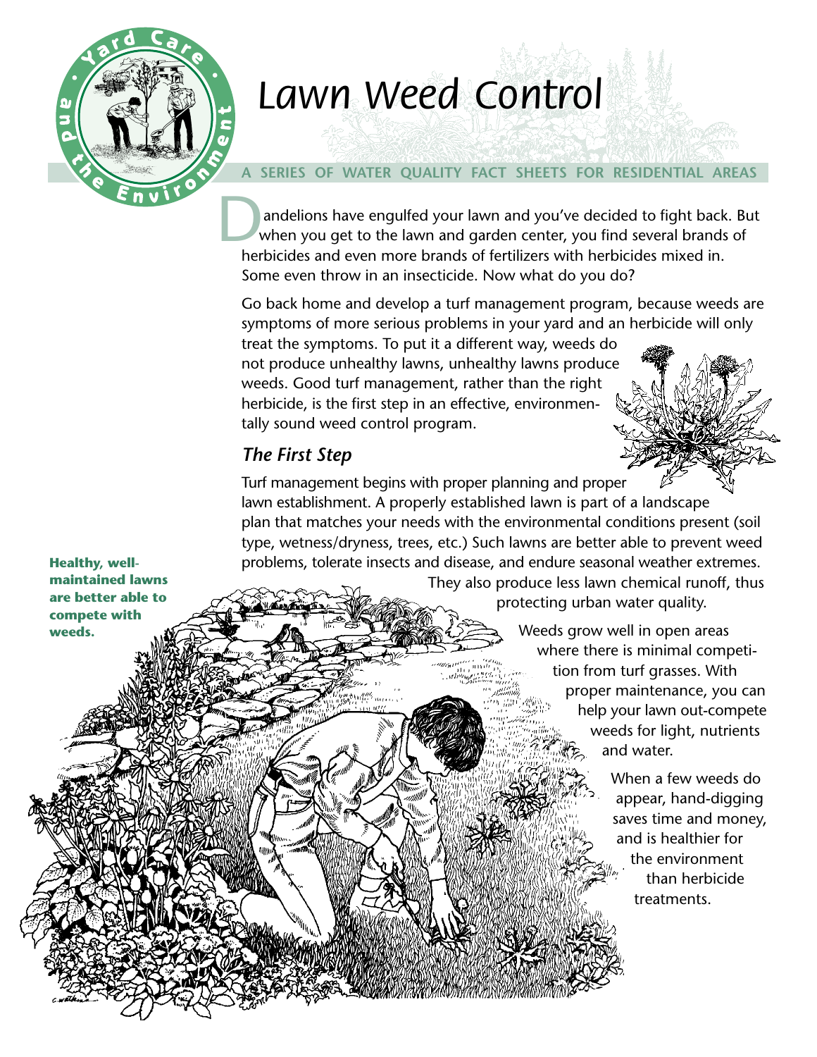# Lawn Weed Control

A SERIES OF WATER QUALITY FACT SHEETS FOR RESIDENTIAL AREAS

Dandelions have engulfed your lawn and you've decided to fight back. But when you get to the lawn and garden center, you find several brands of herbicides and even more brands of fertilizers with herbicides mixed in. Some even throw in an insecticide. Now what do you do?

Go back home and develop a turf management program, because weeds are symptoms of more serious problems in your yard and an herbicide will only treat the symptoms. To put it a different way, weeds do not produce unhealthy lawns, unhealthy lawns produce weeds. Good turf management, rather than the right herbicide, is the first step in an effective, environmentally sound weed control program.

## *The First Step*

Turf management begins with proper planning and proper lawn establishment. A properly established lawn is part of a landscape plan that matches your needs with the environmental conditions present (soil type, wetness/dryness, trees, etc.) Such lawns are better able to prevent weed problems, tolerate insects and disease, and endure seasonal weather extremes. They also produce less lawn chemical runoff, thus protecting urban water quality.

**Healthy, well-maintained lawns are better able to compete with weeds.**

Weeds grow well in open areas where there is minimal competition from turf grasses. With proper maintenance, you can help your lawn out-compete weeds for light, nutrients and water.

When a few weeds do appear, hand-digging saves time and money, and is healthier for the environment than herbicide treatments.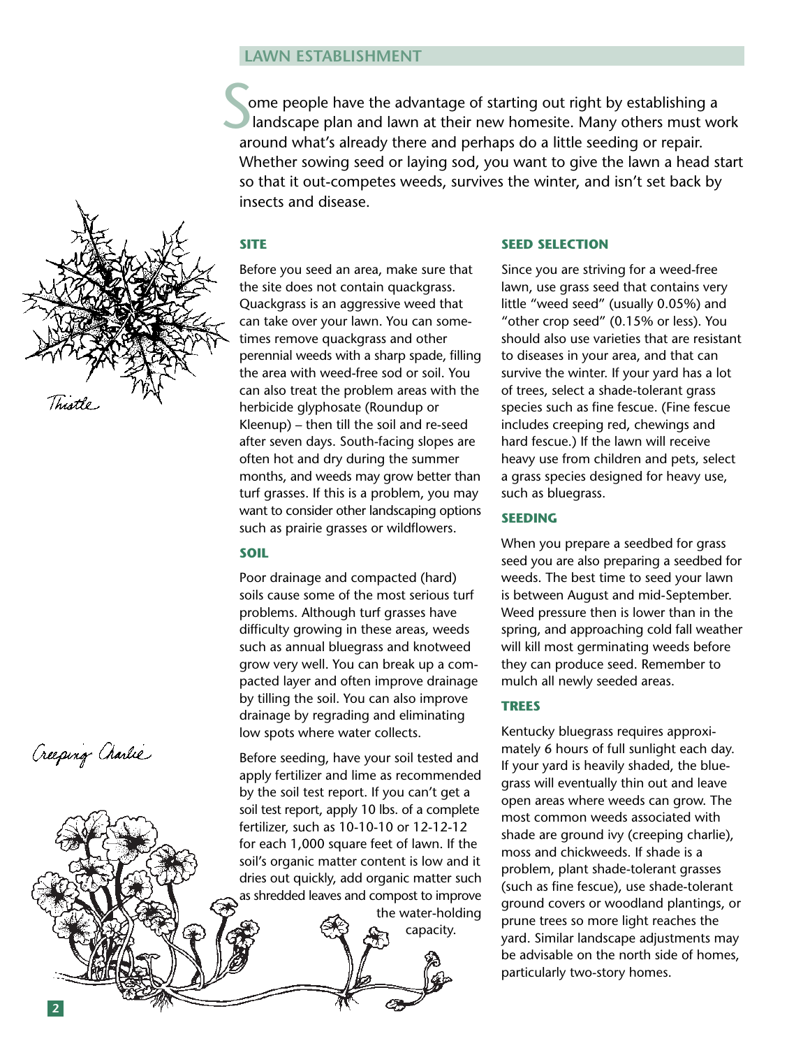## LAWN ESTABLISHMENT

Some people have the advantage of starting out right by establishing a landscape plan and lawn at their new homesite. Many others must work around what's already there and perhaps do a little seeding or repair. Whether sowing seed or laying sod, you want to give the lawn a head start so that it out-competes weeds, survives the winter, and isn't set back by insects and disease.

Thistle

Creeping Charlie

### SITE

Before you seed an area, make sure that the site does not contain quackgrass. Quackgrass is an aggressive weed that can take over your lawn. You can sometimes remove quackgrass and other perennial weeds with a sharp spade, filling the area with weed-free sod or soil. You can also treat the problem areas with the herbicide glyphosate (Roundup or Kleenup) – then till the soil and re-seed after seven days. South-facing slopes are often hot and dry during the summer months, and weeds may grow better than turf grasses. If this is a problem, you may want to consider other landscaping options such as prairie grasses or wildflowers.

### SOIL

Poor drainage and compacted (hard) soils cause some of the most serious turf problems. Although turf grasses have difficulty growing in these areas, weeds such as annual bluegrass and knotweed grow very well. You can break up a compacted layer and often improve drainage by tilling the soil. You can also improve drainage by regrading and eliminating low spots where water collects.

Before seeding, have your soil tested and apply fertilizer and lime as recommended by the soil test report. If you can't get a soil test report, apply 10 lbs. of a complete fertilizer, such as 10-10-10 or 12-12-12 for each 1,000 square feet of lawn. If the soil's organic matter content is low and it dries out quickly, add organic matter such as shredded leaves and compost to improve the water-holding capacity.

### SEED SELECTION

Since you are striving for a weed-free lawn, use grass seed that contains very little "weed seed" (usually 0.05%) and "other crop seed" (0.15% or less). You should also use varieties that are resistant to diseases in your area, and that can survive the winter. If your yard has a lot of trees, select a shade-tolerant grass species such as fine fescue. (Fine fescue includes creeping red, chewings and hard fescue.) If the lawn will receive heavy use from children and pets, select a grass species designed for heavy use, such as bluegrass.

### SEEDING

When you prepare a seedbed for grass seed you are also preparing a seedbed for weeds. The best time to seed your lawn is between August and mid-September. Weed pressure then is lower than in the spring, and approaching cold fall weather will kill most germinating weeds before they can produce seed. Remember to mulch all newly seeded areas.

### TREES

Kentucky bluegrass requires approximately 6 hours of full sunlight each day. If your yard is heavily shaded, the bluegrass will eventually thin out and leave open areas where weeds can grow. The most common weeds associated with shade are ground ivy (creeping charlie), moss and chickweeds. If shade is a problem, plant shade-tolerant grasses (such as fine fescue), use shade-tolerant ground covers or woodland plantings, or prune trees so more light reaches the yard. Similar landscape adjustments may be advisable on the north side of homes, particularly two-story homes.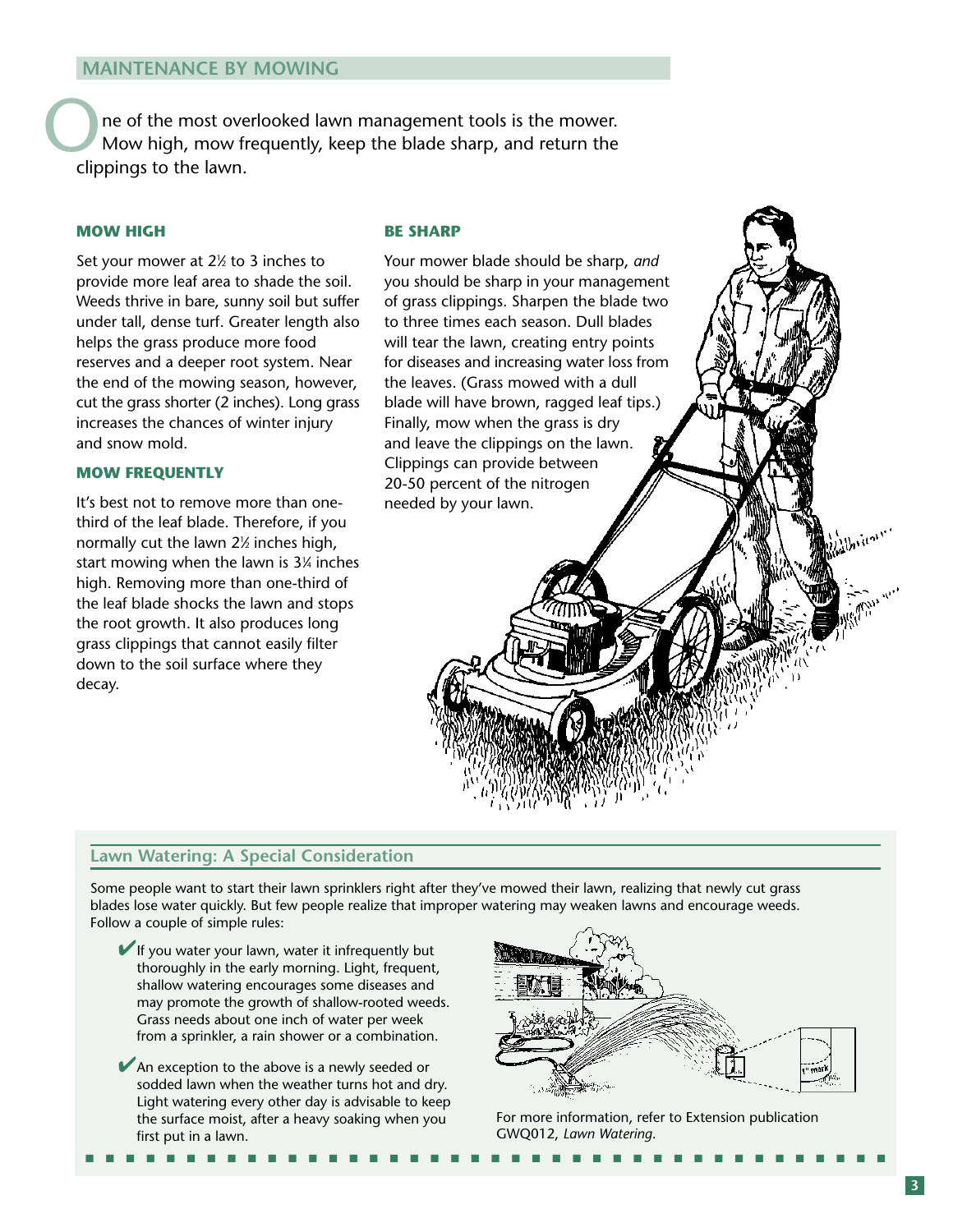## MAINTENANCE BY MOWING

One of the most overlooked lawn management tools is the mower. Mow high, mow frequently, keep the blade sharp, and return the clippings to the lawn.

### MOW HIGH

Set your mower at 2½ to 3 inches to provide more leaf area to shade the soil. Weeds thrive in bare, sunny soil but suffer under tall, dense turf. Greater length also helps the grass produce more food reserves and a deeper root system. Near the end of the mowing season, however, cut the grass shorter (2 inches). Long grass increases the chances of winter injury and snow mold.

### MOW FREQUENTLY

It's best not to remove more than one-third of the leaf blade. Therefore, if you normally cut the lawn 2½ inches high, start mowing when the lawn is 3¼ inches high. Removing more than one-third of the leaf blade shocks the lawn and stops the root growth. It also produces long grass clippings that cannot easily filter down to the soil surface where they decay.

### BE SHARP

Your mower blade should be sharp, *and* you should be sharp in your management of grass clippings. Sharpen the blade two to three times each season. Dull blades will tear the lawn, creating entry points for diseases and increasing water loss from the leaves. (Grass mowed with a dull blade will have brown, ragged leaf tips.) Finally, mow when the grass is dry and leave the clippings on the lawn. Clippings can provide between 20-50 percent of the nitrogen needed by your lawn.

### Lawn Watering: A Special Consideration

Some people want to start their lawn sprinklers right after they've mowed their lawn, realizing that newly cut grass blades lose water quickly. But few people realize that improper watering may weaken lawns and encourage weeds. Follow a couple of simple rules:

- ✔ If you water your lawn, water it infrequently but thoroughly in the early morning. Light, frequent, shallow watering encourages some diseases and may promote the growth of shallow-rooted weeds. Grass needs about one inch of water per week from a sprinkler, a rain shower or a combination.
- ✔ An exception to the above is a newly seeded or sodded lawn when the weather turns hot and dry. Light watering every other day is advisable to keep the surface moist, after a heavy soaking when you first put in a lawn.

For more information, refer to Extension publication GWQ012, *Lawn Watering.*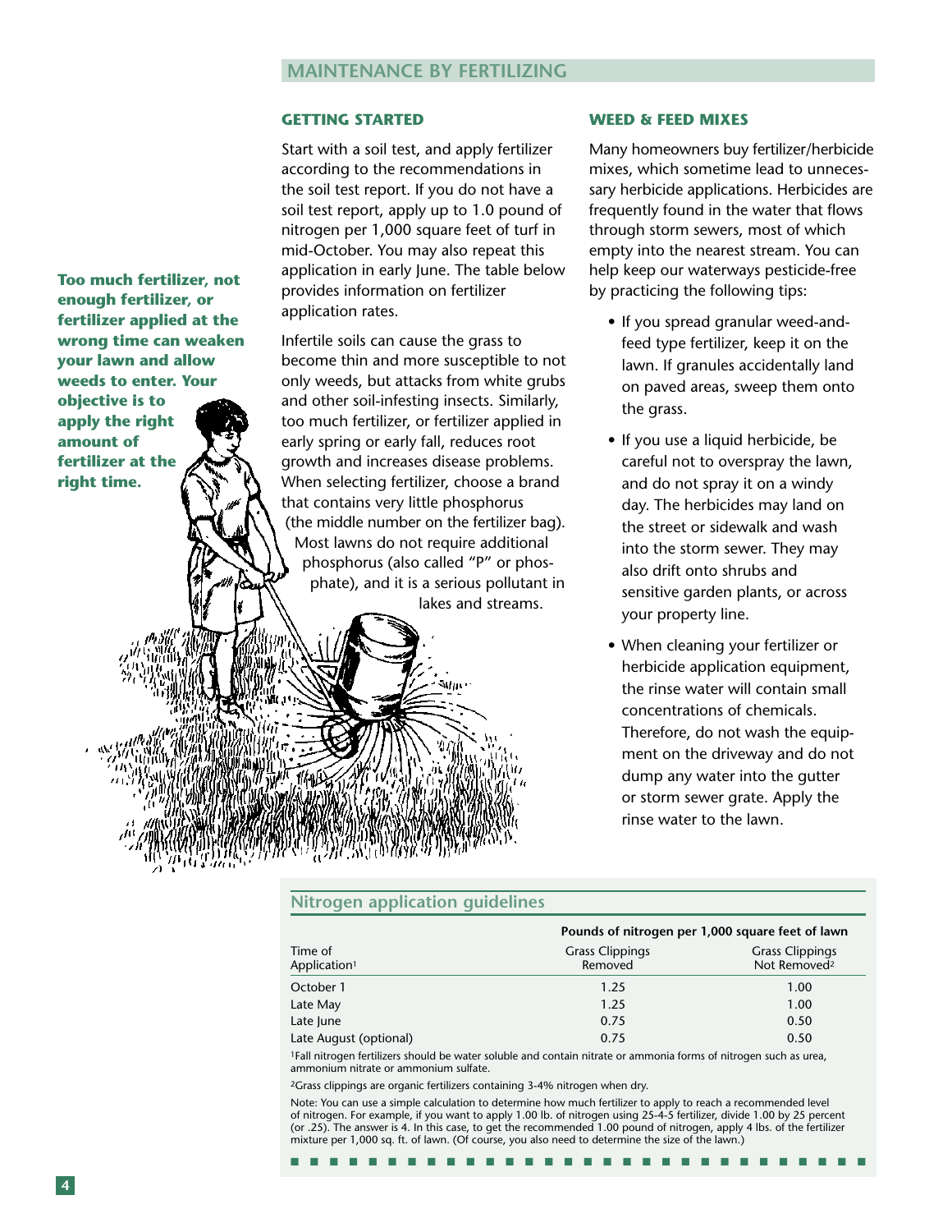## MAINTENANCE BY FERTILIZING

**Too much fertilizer, not enough fertilizer, or fertilizer applied at the wrong time can weaken your lawn and allow weeds to enter. Your objective is to apply the right amount of fertilizer at the right time.**

### GETTING STARTED

Start with a soil test, and apply fertilizer according to the recommendations in the soil test report. If you do not have a soil test report, apply up to 1.0 pound of nitrogen per 1,000 square feet of turf in mid-October. You may also repeat this application in early June. The table below provides information on fertilizer application rates.

Infertile soils can cause the grass to become thin and more susceptible to not only weeds, but attacks from white grubs and other soil-infesting insects. Similarly, too much fertilizer, or fertilizer applied in early spring or early fall, reduces root growth and increases disease problems. When selecting fertilizer, choose a brand that contains very little phosphorus (the middle number on the fertilizer bag). Most lawns do not require additional phosphorus (also called "P" or phosphate), and it is a serious pollutant in lakes and streams.

### WEED & FEED MIXES

Many homeowners buy fertilizer/herbicide mixes, which sometime lead to unnecessary herbicide applications. Herbicides are frequently found in the water that flows through storm sewers, most of which empty into the nearest stream. You can help keep our waterways pesticide-free by practicing the following tips:

- If you spread granular weed-and-feed type fertilizer, keep it on the lawn. If granules accidentally land on paved areas, sweep them onto the grass.
- If you use a liquid herbicide, be careful not to overspray the lawn, and do not spray it on a windy day. The herbicides may land on the street or sidewalk and wash into the storm sewer. They may also drift onto shrubs and sensitive garden plants, or across your property line.
- When cleaning your fertilizer or herbicide application equipment, the rinse water will contain small concentrations of chemicals. Therefore, do not wash the equipment on the driveway and do not dump any water into the gutter or storm sewer grate. Apply the rinse water to the lawn.

### Nitrogen application guidelines

| | Pounds of nitrogen per 1,000 square feet of lawn | |
|---|---|---|
| Time of Application[1] | Grass Clippings Removed | Grass Clippings Not Removed[2] |
| October 1 | 1.25 | 1.00 |
| Late May | 1.25 | 1.00 |
| Late June | 0.75 | 0.50 |
| Late August (optional) | 0.75 | 0.50 |

[1]Fall nitrogen fertilizers should be water soluble and contain nitrate or ammonia forms of nitrogen such as urea, ammonium nitrate or ammonium sulfate.

[2]Grass clippings are organic fertilizers containing 3-4% nitrogen when dry.

Note: You can use a simple calculation to determine how much fertilizer to apply to reach a recommended level of nitrogen. For example, if you want to apply 1.00 lb. of nitrogen using 25-4-5 fertilizer, divide 1.00 by 25 percent (or .25). The answer is 4. In this case, to get the recommended 1.00 pound of nitrogen, apply 4 lbs. of the fertilizer mixture per 1,000 sq. ft. of lawn. (Of course, you also need to determine the size of the lawn.)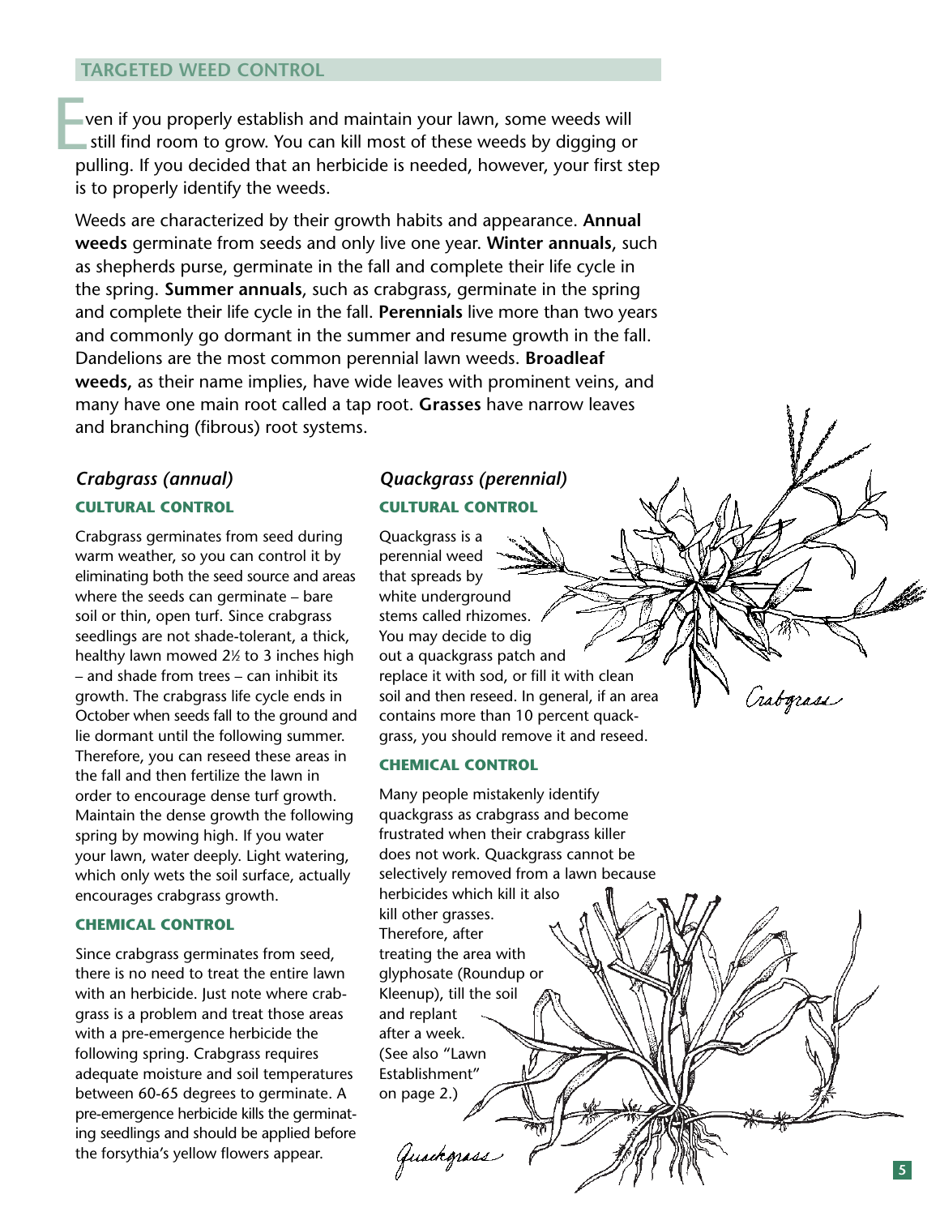## TARGETED WEED CONTROL

Even if you properly establish and maintain your lawn, some weeds will still find room to grow. You can kill most of these weeds by digging or pulling. If you decided that an herbicide is needed, however, your first step is to properly identify the weeds.

Weeds are characterized by their growth habits and appearance. **Annual weeds** germinate from seeds and only live one year. **Winter annuals**, such as shepherds purse, germinate in the fall and complete their life cycle in the spring. **Summer annuals**, such as crabgrass, germinate in the spring and complete their life cycle in the fall. **Perennials** live more than two years and commonly go dormant in the summer and resume growth in the fall. Dandelions are the most common perennial lawn weeds. **Broadleaf weeds,** as their name implies, have wide leaves with prominent veins, and many have one main root called a tap root. **Grasses** have narrow leaves and branching (fibrous) root systems.

### *Crabgrass (annual)*

#### CULTURAL CONTROL

Crabgrass germinates from seed during warm weather, so you can control it by eliminating both the seed source and areas where the seeds can germinate – bare soil or thin, open turf. Since crabgrass seedlings are not shade-tolerant, a thick, healthy lawn mowed 2½ to 3 inches high – and shade from trees – can inhibit its growth. The crabgrass life cycle ends in October when seeds fall to the ground and lie dormant until the following summer. Therefore, you can reseed these areas in the fall and then fertilize the lawn in order to encourage dense turf growth. Maintain the dense growth the following spring by mowing high. If you water your lawn, water deeply. Light watering, which only wets the soil surface, actually encourages crabgrass growth.

#### CHEMICAL CONTROL

Since crabgrass germinates from seed, there is no need to treat the entire lawn with an herbicide. Just note where crabgrass is a problem and treat those areas with a pre-emergence herbicide the following spring. Crabgrass requires adequate moisture and soil temperatures between 60-65 degrees to germinate. A pre-emergence herbicide kills the germinating seedlings and should be applied before the forsythia's yellow flowers appear.

### *Quackgrass (perennial)*

#### CULTURAL CONTROL

Quackgrass is a perennial weed that spreads by white underground stems called rhizomes. You may decide to dig out a quackgrass patch and replace it with sod, or fill it with clean soil and then reseed. In general, if an area contains more than 10 percent quackgrass, you should remove it and reseed.

#### CHEMICAL CONTROL

Many people mistakenly identify quackgrass as crabgrass and become frustrated when their crabgrass killer does not work. Quackgrass cannot be selectively removed from a lawn because herbicides which kill it also kill other grasses. Therefore, after treating the area with glyphosate (Roundup or Kleenup), till the soil and replant after a week. (See also "Lawn Establishment" on page 2.)

Crabgrass

Quackgrass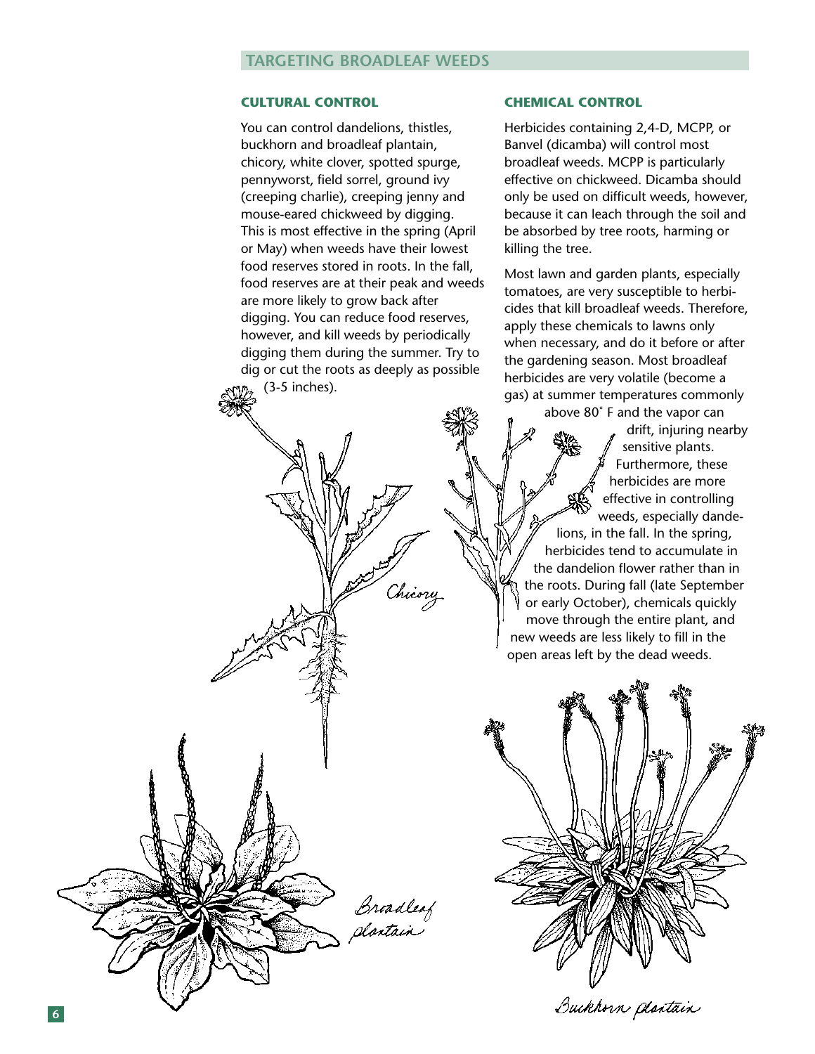## TARGETING BROADLEAF WEEDS

### CULTURAL CONTROL

You can control dandelions, thistles, buckhorn and broadleaf plantain, chicory, white clover, spotted spurge, pennyworst, field sorrel, ground ivy (creeping charlie), creeping jenny and mouse-eared chickweed by digging. This is most effective in the spring (April or May) when weeds have their lowest food reserves stored in roots. In the fall, food reserves are at their peak and weeds are more likely to grow back after digging. You can reduce food reserves, however, and kill weeds by periodically digging them during the summer. Try to dig or cut the roots as deeply as possible (3-5 inches).

### CHEMICAL CONTROL

Herbicides containing 2,4-D, MCPP, or Banvel (dicamba) will control most broadleaf weeds. MCPP is particularly effective on chickweed. Dicamba should only be used on difficult weeds, however, because it can leach through the soil and be absorbed by tree roots, harming or killing the tree.

Most lawn and garden plants, especially tomatoes, are very susceptible to herbicides that kill broadleaf weeds. Therefore, apply these chemicals to lawns only when necessary, and do it before or after the gardening season. Most broadleaf herbicides are very volatile (become a gas) at summer temperatures commonly above 80˚ F and the vapor can drift, injuring nearby sensitive plants. Furthermore, these herbicides are more effective in controlling weeds, especially dandelions, in the fall. In the spring, herbicides tend to accumulate in the dandelion flower rather than in the roots. During fall (late September or early October), chemicals quickly move through the entire plant, and new weeds are less likely to fill in the open areas left by the dead weeds.

Chicory

Broadleaf plantain

Buckhorn plantain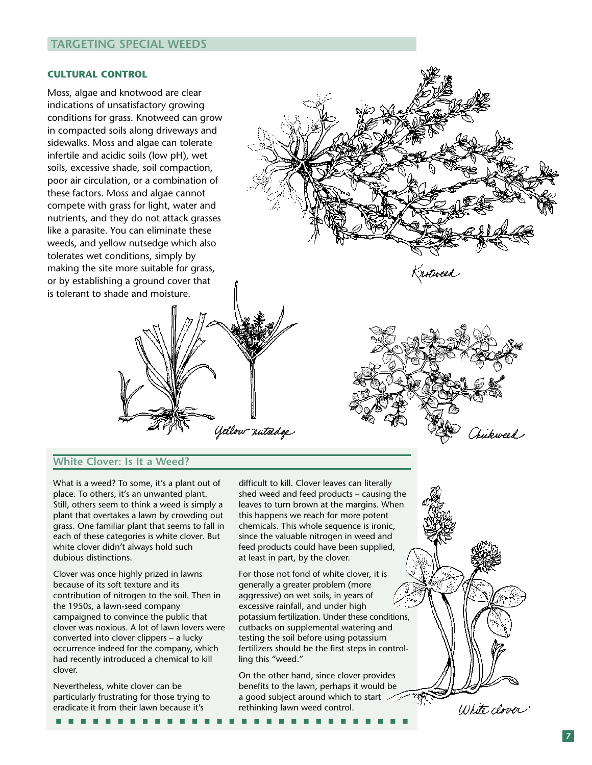## TARGETING SPECIAL WEEDS

### CULTURAL CONTROL

Moss, algae and knotwood are clear indications of unsatisfactory growing conditions for grass. Knotweed can grow in compacted soils along driveways and sidewalks. Moss and algae can tolerate infertile and acidic soils (low pH), wet soils, excessive shade, soil compaction, poor air circulation, or a combination of these factors. Moss and algae cannot compete with grass for light, water and nutrients, and they do not attack grasses like a parasite. You can eliminate these weeds, and yellow nutsedge which also tolerates wet conditions, simply by making the site more suitable for grass, or by establishing a ground cover that is tolerant to shade and moisture.

Knotweed

Yellow nutsedge

Chickweed

### White Clover: Is It a Weed?

What is a weed? To some, it's a plant out of place. To others, it's an unwanted plant. Still, others seem to think a weed is simply a plant that overtakes a lawn by crowding out grass. One familiar plant that seems to fall in each of these categories is white clover. But white clover didn't always hold such dubious distinctions.

Clover was once highly prized in lawns because of its soft texture and its contribution of nitrogen to the soil. Then in the 1950s, a lawn-seed company campaigned to convince the public that clover was noxious. A lot of lawn lovers were converted into clover clippers – a lucky occurrence indeed for the company, which had recently introduced a chemical to kill clover.

Nevertheless, white clover can be particularly frustrating for those trying to eradicate it from their lawn because it's difficult to kill. Clover leaves can literally shed weed and feed products – causing the leaves to turn brown at the margins. When this happens we reach for more potent chemicals. This whole sequence is ironic, since the valuable nitrogen in weed and feed products could have been supplied, at least in part, by the clover.

For those not fond of white clover, it is generally a greater problem (more aggressive) on wet soils, in years of excessive rainfall, and under high potassium fertilization. Under these conditions, cutbacks on supplemental watering and testing the soil before using potassium fertilizers should be the first steps in controlling this "weed."

On the other hand, since clover provides benefits to the lawn, perhaps it would be a good subject around which to start rethinking lawn weed control.

White clover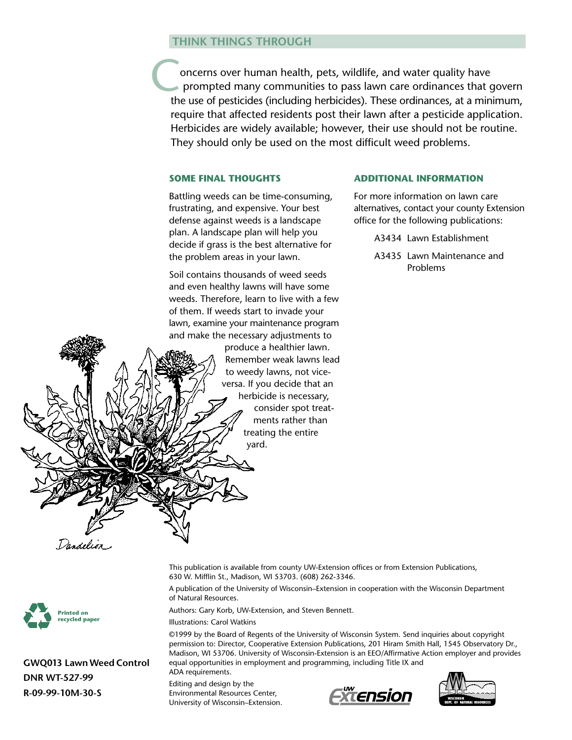## THINK THINGS THROUGH

Concerns over human health, pets, wildlife, and water quality have prompted many communities to pass lawn care ordinances that govern the use of pesticides (including herbicides). These ordinances, at a minimum, require that affected residents post their lawn after a pesticide application. Herbicides are widely available; however, their use should not be routine. They should only be used on the most difficult weed problems.

### SOME FINAL THOUGHTS

Battling weeds can be time-consuming, frustrating, and expensive. Your best defense against weeds is a landscape plan. A landscape plan will help you decide if grass is the best alternative for the problem areas in your lawn.

Soil contains thousands of weed seeds and even healthy lawns will have some weeds. Therefore, learn to live with a few of them. If weeds start to invade your lawn, examine your maintenance program and make the necessary adjustments to produce a healthier lawn. Remember weak lawns lead to weedy lawns, not vice-versa. If you decide that an herbicide is necessary, consider spot treatments rather than treating the entire yard.

Dandelion

### ADDITIONAL INFORMATION

For more information on lawn care alternatives, contact your county Extension office for the following publications:

- A3434 Lawn Establishment
- A3435 Lawn Maintenance and Problems

This publication is available from county UW-Extension offices or from Extension Publications, 630 W. Mifflin St., Madison, WI 53703. (608) 262-3346.

A publication of the University of Wisconsin–Extension in cooperation with the Wisconsin Department of Natural Resources.

Authors: Gary Korb, UW-Extension, and Steven Bennett.

Illustrations: Carol Watkins

©1999 by the Board of Regents of the University of Wisconsin System. Send inquiries about copyright permission to: Director, Cooperative Extension Publications, 201 Hiram Smith Hall, 1545 Observatory Dr., Madison, WI 53706. University of Wisconsin-Extension is an EEO/Affirmative Action employer and provides equal opportunities in employment and programming, including Title IX and ADA requirements.

Editing and design by the Environmental Resources Center, University of Wisconsin–Extension.

Printed on recycled paper

**GWQ013 Lawn Weed Control**
**DNR WT-527-99**
**R-09-99-10M-30-S**